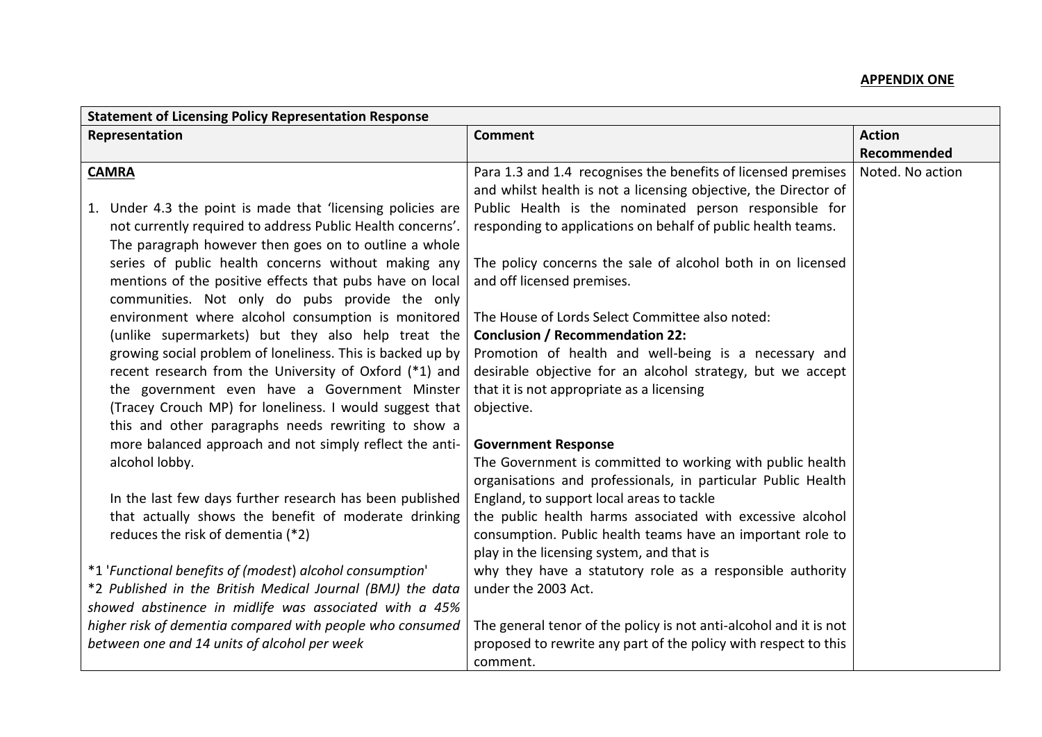**APPENDIX ONE**

| Statement of Licensing Policy Representation Response | | |
|---|---|---|
| **Representation** | **Comment** | **Action Recommended** |
| **CAMRA**<br><br>1. Under 4.3 the point is made that 'licensing policies are not currently required to address Public Health concerns'. The paragraph however then goes on to outline a whole series of public health concerns without making any mentions of the positive effects that pubs have on local communities. Not only do pubs provide the only environment where alcohol consumption is monitored (unlike supermarkets) but they also help treat the growing social problem of loneliness. This is backed up by recent research from the University of Oxford (*1) and the government even have a Government Minster (Tracey Crouch MP) for loneliness. I would suggest that this and other paragraphs needs rewriting to show a more balanced approach and not simply reflect the anti-alcohol lobby.<br><br>In the last few days further research has been published that actually shows the benefit of moderate drinking reduces the risk of dementia (*2)<br><br>*1 '*Functional benefits of (modest) alcohol consumption*'<br>*2 *Published in the British Medical Journal (BMJ) the data showed abstinence in midlife was associated with a 45% higher risk of dementia compared with people who consumed between one and 14 units of alcohol per week* | Para 1.3 and 1.4 recognises the benefits of licensed premises and whilst health is not a licensing objective, the Director of Public Health is the nominated person responsible for responding to applications on behalf of public health teams.<br><br>The policy concerns the sale of alcohol both in on licensed and off licensed premises.<br><br>The House of Lords Select Committee also noted:<br>**Conclusion / Recommendation 22:**<br>Promotion of health and well-being is a necessary and desirable objective for an alcohol strategy, but we accept that it is not appropriate as a licensing objective.<br><br>**Government Response**<br>The Government is committed to working with public health organisations and professionals, in particular Public Health England, to support local areas to tackle the public health harms associated with excessive alcohol consumption. Public health teams have an important role to play in the licensing system, and that is why they have a statutory role as a responsible authority under the 2003 Act.<br><br>The general tenor of the policy is not anti-alcohol and it is not proposed to rewrite any part of the policy with respect to this comment. | Noted. No action |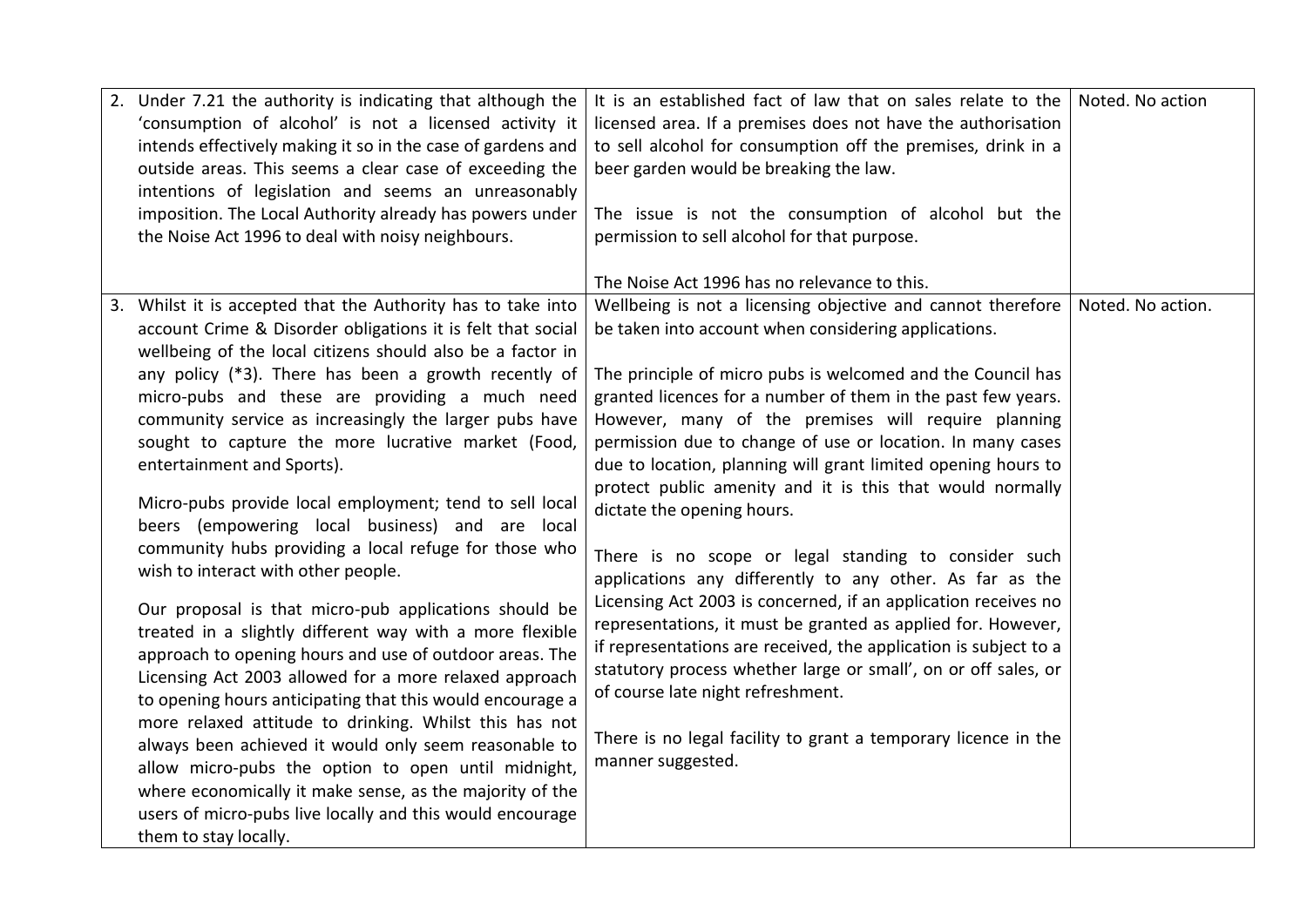| | | |
|---|---|---|
| 2. Under 7.21 the authority is indicating that although the 'consumption of alcohol' is not a licensed activity it intends effectively making it so in the case of gardens and outside areas. This seems a clear case of exceeding the intentions of legislation and seems an unreasonably imposition. The Local Authority already has powers under the Noise Act 1996 to deal with noisy neighbours. | It is an established fact of law that on sales relate to the licensed area. If a premises does not have the authorisation to sell alcohol for consumption off the premises, drink in a beer garden would be breaking the law.<br><br>The issue is not the consumption of alcohol but the permission to sell alcohol for that purpose.<br><br>The Noise Act 1996 has no relevance to this. | Noted. No action |
| 3. Whilst it is accepted that the Authority has to take into account Crime & Disorder obligations it is felt that social wellbeing of the local citizens should also be a factor in any policy (*3). There has been a growth recently of micro-pubs and these are providing a much need community service as increasingly the larger pubs have sought to capture the more lucrative market (Food, entertainment and Sports).<br><br>Micro-pubs provide local employment; tend to sell local beers (empowering local business) and are local community hubs providing a local refuge for those who wish to interact with other people.<br><br>Our proposal is that micro-pub applications should be treated in a slightly different way with a more flexible approach to opening hours and use of outdoor areas. The Licensing Act 2003 allowed for a more relaxed approach to opening hours anticipating that this would encourage a more relaxed attitude to drinking. Whilst this has not always been achieved it would only seem reasonable to allow micro-pubs the option to open until midnight, where economically it make sense, as the majority of the users of micro-pubs live locally and this would encourage them to stay locally. | Wellbeing is not a licensing objective and cannot therefore be taken into account when considering applications.<br><br>The principle of micro pubs is welcomed and the Council has granted licences for a number of them in the past few years. However, many of the premises will require planning permission due to change of use or location. In many cases due to location, planning will grant limited opening hours to protect public amenity and it is this that would normally dictate the opening hours.<br><br>There is no scope or legal standing to consider such applications any differently to any other. As far as the Licensing Act 2003 is concerned, if an application receives no representations, it must be granted as applied for. However, if representations are received, the application is subject to a statutory process whether large or small', on or off sales, or of course late night refreshment.<br><br>There is no legal facility to grant a temporary licence in the manner suggested. | Noted. No action. |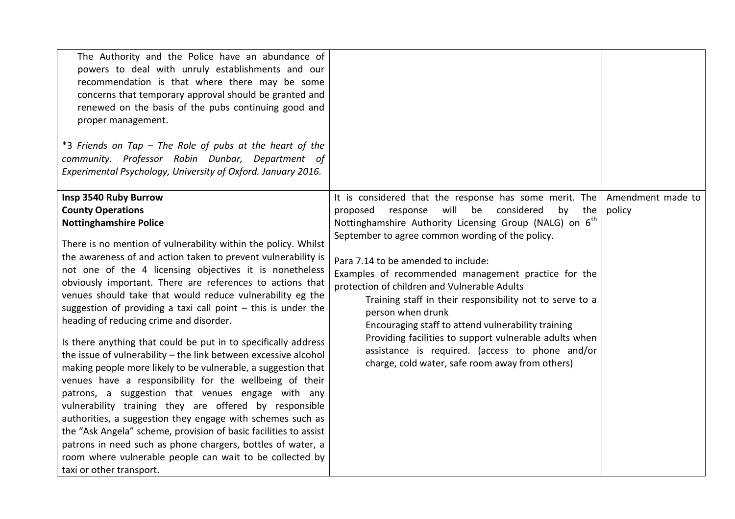| | | |
|---|---|---|
| The Authority and the Police have an abundance of powers to deal with unruly establishments and our recommendation is that where there may be some concerns that temporary approval should be granted and renewed on the basis of the pubs continuing good and proper management.<br><br>*3 *Friends on Tap – The Role of pubs at the heart of the community. Professor Robin Dunbar, Department of Experimental Psychology, University of Oxford. January 2016.* | | |
| **Insp 3540 Ruby Burrow**<br>**County Operations**<br>**Nottinghamshire Police**<br><br>There is no mention of vulnerability within the policy. Whilst the awareness of and action taken to prevent vulnerability is not one of the 4 licensing objectives it is nonetheless obviously important. There are references to actions that venues should take that would reduce vulnerability eg the suggestion of providing a taxi call point – this is under the heading of reducing crime and disorder.<br><br>Is there anything that could be put in to specifically address the issue of vulnerability – the link between excessive alcohol making people more likely to be vulnerable, a suggestion that venues have a responsibility for the wellbeing of their patrons, a suggestion that venues engage with any vulnerability training they are offered by responsible authorities, a suggestion they engage with schemes such as the "Ask Angela" scheme, provision of basic facilities to assist patrons in need such as phone chargers, bottles of water, a room where vulnerable people can wait to be collected by taxi or other transport. | It is considered that the response has some merit. The proposed response will be considered by the Nottinghamshire Authority Licensing Group (NALG) on 6th September to agree common wording of the policy.<br><br>Para 7.14 to be amended to include:<br>Examples of recommended management practice for the protection of children and Vulnerable Adults<br>Training staff in their responsibility not to serve to a person when drunk<br>Encouraging staff to attend vulnerability training<br>Providing facilities to support vulnerable adults when assistance is required. (access to phone and/or charge, cold water, safe room away from others) | Amendment made to policy |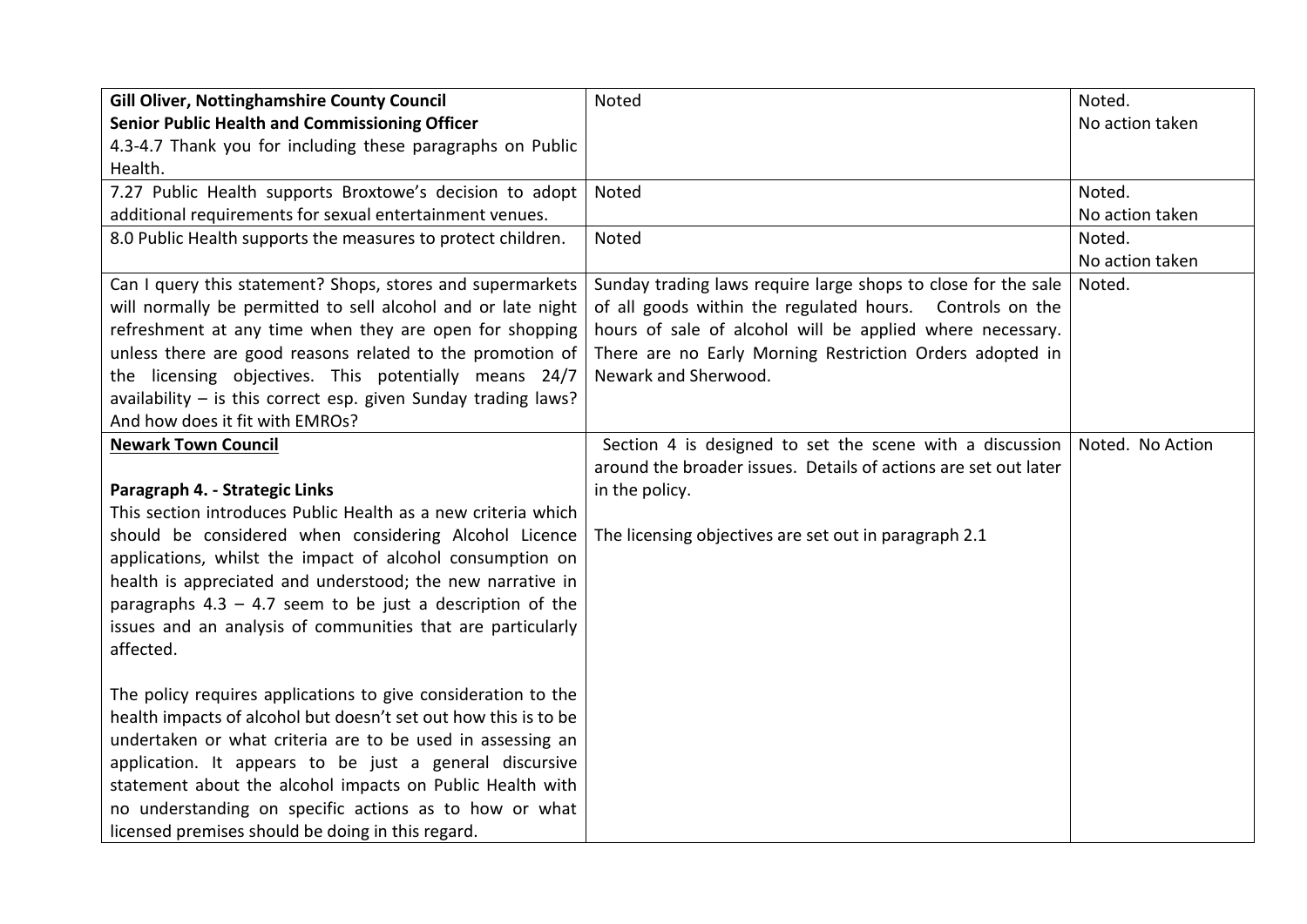| | | |
|---|---|---|
| **Gill Oliver, Nottinghamshire County Council**<br>**Senior Public Health and Commissioning Officer**<br>4.3-4.7 Thank you for including these paragraphs on Public Health. | Noted | Noted.<br>No action taken |
| 7.27 Public Health supports Broxtowe's decision to adopt additional requirements for sexual entertainment venues. | Noted | Noted.<br>No action taken |
| 8.0 Public Health supports the measures to protect children. | Noted | Noted.<br>No action taken |
| Can I query this statement? Shops, stores and supermarkets will normally be permitted to sell alcohol and or late night refreshment at any time when they are open for shopping unless there are good reasons related to the promotion of the licensing objectives. This potentially means 24/7 availability – is this correct esp. given Sunday trading laws? And how does it fit with EMROs? | Sunday trading laws require large shops to close for the sale of all goods within the regulated hours. Controls on the hours of sale of alcohol will be applied where necessary. There are no Early Morning Restriction Orders adopted in Newark and Sherwood. | Noted. |
| **Newark Town Council**<br><br>**Paragraph 4. - Strategic Links**<br>This section introduces Public Health as a new criteria which should be considered when considering Alcohol Licence applications, whilst the impact of alcohol consumption on health is appreciated and understood; the new narrative in paragraphs 4.3 – 4.7 seem to be just a description of the issues and an analysis of communities that are particularly affected.<br><br>The policy requires applications to give consideration to the health impacts of alcohol but doesn't set out how this is to be undertaken or what criteria are to be used in assessing an application. It appears to be just a general discursive statement about the alcohol impacts on Public Health with no understanding on specific actions as to how or what licensed premises should be doing in this regard. | Section 4 is designed to set the scene with a discussion around the broader issues. Details of actions are set out later in the policy.<br><br>The licensing objectives are set out in paragraph 2.1 | Noted. No Action |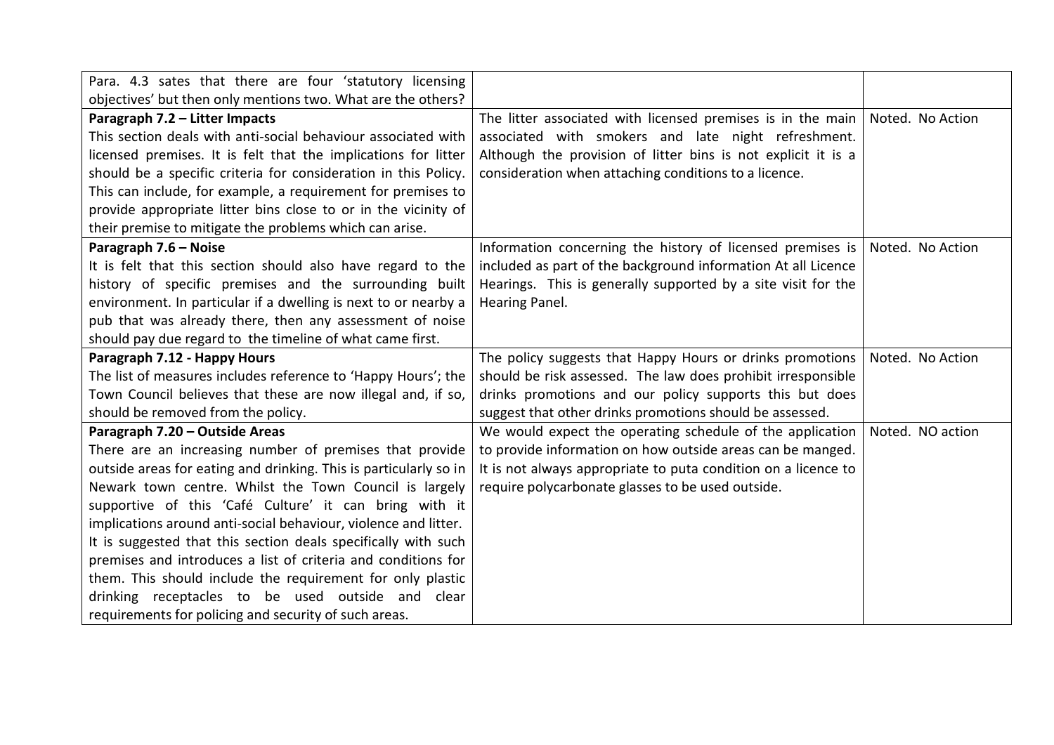| | | |
|---|---|---|
| Para. 4.3 sates that there are four 'statutory licensing objectives' but then only mentions two. What are the others? | | |
| **Paragraph 7.2 – Litter Impacts** This section deals with anti-social behaviour associated with licensed premises. It is felt that the implications for litter should be a specific criteria for consideration in this Policy. This can include, for example, a requirement for premises to provide appropriate litter bins close to or in the vicinity of their premise to mitigate the problems which can arise. | The litter associated with licensed premises is in the main associated with smokers and late night refreshment. Although the provision of litter bins is not explicit it is a consideration when attaching conditions to a licence. | Noted. No Action |
| **Paragraph 7.6 – Noise** It is felt that this section should also have regard to the history of specific premises and the surrounding built environment. In particular if a dwelling is next to or nearby a pub that was already there, then any assessment of noise should pay due regard to the timeline of what came first. | Information concerning the history of licensed premises is included as part of the background information At all Licence Hearings. This is generally supported by a site visit for the Hearing Panel. | Noted. No Action |
| **Paragraph 7.12 - Happy Hours** The list of measures includes reference to 'Happy Hours'; the Town Council believes that these are now illegal and, if so, should be removed from the policy. | The policy suggests that Happy Hours or drinks promotions should be risk assessed. The law does prohibit irresponsible drinks promotions and our policy supports this but does suggest that other drinks promotions should be assessed. | Noted. No Action |
| **Paragraph 7.20 – Outside Areas** There are an increasing number of premises that provide outside areas for eating and drinking. This is particularly so in Newark town centre. Whilst the Town Council is largely supportive of this 'Café Culture' it can bring with it implications around anti-social behaviour, violence and litter. It is suggested that this section deals specifically with such premises and introduces a list of criteria and conditions for them. This should include the requirement for only plastic drinking receptacles to be used outside and clear requirements for policing and security of such areas. | We would expect the operating schedule of the application to provide information on how outside areas can be manged. It is not always appropriate to puta condition on a licence to require polycarbonate glasses to be used outside. | Noted. NO action |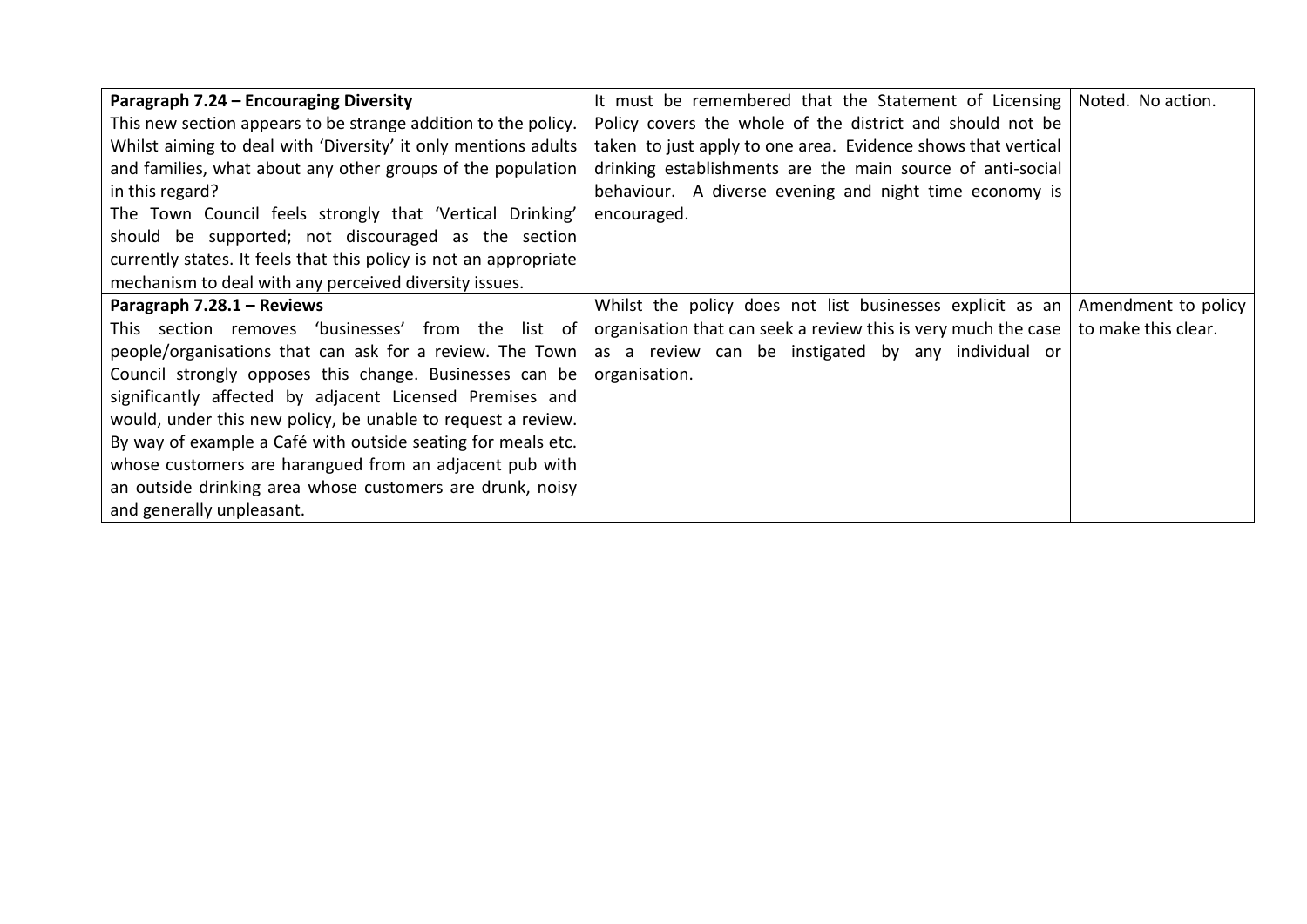| | | |
|---|---|---|
| **Paragraph 7.24 – Encouraging Diversity**<br>This new section appears to be strange addition to the policy. Whilst aiming to deal with 'Diversity' it only mentions adults and families, what about any other groups of the population in this regard?<br>The Town Council feels strongly that 'Vertical Drinking' should be supported; not discouraged as the section currently states. It feels that this policy is not an appropriate mechanism to deal with any perceived diversity issues. | It must be remembered that the Statement of Licensing Policy covers the whole of the district and should not be taken to just apply to one area. Evidence shows that vertical drinking establishments are the main source of anti-social behaviour. A diverse evening and night time economy is encouraged. | Noted. No action. |
| **Paragraph 7.28.1 – Reviews**<br>This section removes 'businesses' from the list of people/organisations that can ask for a review. The Town Council strongly opposes this change. Businesses can be significantly affected by adjacent Licensed Premises and would, under this new policy, be unable to request a review. By way of example a Café with outside seating for meals etc. whose customers are harangued from an adjacent pub with an outside drinking area whose customers are drunk, noisy and generally unpleasant. | Whilst the policy does not list businesses explicit as an organisation that can seek a review this is very much the case as a review can be instigated by any individual or organisation. | Amendment to policy to make this clear. |